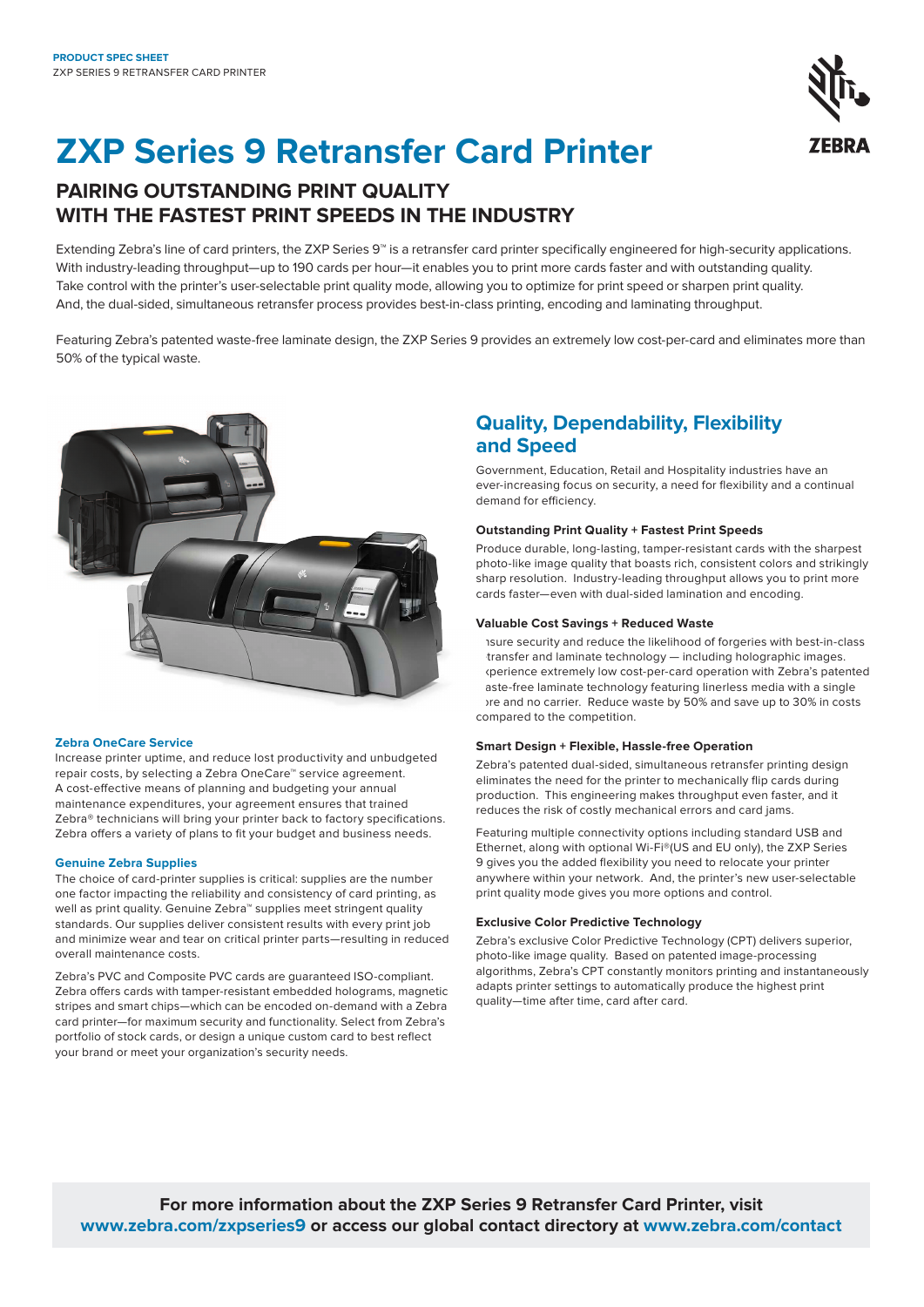**PRODUCT SPEC SHEET**
ZXP SERIES 9 RETRANSFER CARD PRINTER

# ZXP Series 9 Retransfer Card Printer

## PAIRING OUTSTANDING PRINT QUALITY WITH THE FASTEST PRINT SPEEDS IN THE INDUSTRY

Extending Zebra's line of card printers, the ZXP Series 9™ is a retransfer card printer specifically engineered for high-security applications. With industry-leading throughput—up to 190 cards per hour—it enables you to print more cards faster and with outstanding quality. Take control with the printer's user-selectable print quality mode, allowing you to optimize for print speed or sharpen print quality. And, the dual-sided, simultaneous retransfer process provides best-in-class printing, encoding and laminating throughput.

Featuring Zebra's patented waste-free laminate design, the ZXP Series 9 provides an extremely low cost-per-card and eliminates more than 50% of the typical waste.

### Zebra OneCare Service

Increase printer uptime, and reduce lost productivity and unbudgeted repair costs, by selecting a Zebra OneCare™ service agreement. A cost-effective means of planning and budgeting your annual maintenance expenditures, your agreement ensures that trained Zebra® technicians will bring your printer back to factory specifications. Zebra offers a variety of plans to fit your budget and business needs.

### Genuine Zebra Supplies

The choice of card-printer supplies is critical: supplies are the number one factor impacting the reliability and consistency of card printing, as well as print quality. Genuine Zebra™ supplies meet stringent quality standards. Our supplies deliver consistent results with every print job and minimize wear and tear on critical printer parts—resulting in reduced overall maintenance costs.

Zebra's PVC and Composite PVC cards are guaranteed ISO-compliant. Zebra offers cards with tamper-resistant embedded holograms, magnetic stripes and smart chips—which can be encoded on-demand with a Zebra card printer—for maximum security and functionality. Select from Zebra's portfolio of stock cards, or design a unique custom card to best reflect your brand or meet your organization's security needs.

## Quality, Dependability, Flexibility and Speed

Government, Education, Retail and Hospitality industries have an ever-increasing focus on security, a need for flexibility and a continual demand for efficiency.

### Outstanding Print Quality + Fastest Print Speeds

Produce durable, long-lasting, tamper-resistant cards with the sharpest photo-like image quality that boasts rich, consistent colors and strikingly sharp resolution. Industry-leading throughput allows you to print more cards faster—even with dual-sided lamination and encoding.

### Valuable Cost Savings + Reduced Waste

Ensure security and reduce the likelihood of forgeries with best-in-class retransfer and laminate technology — including holographic images. Experience extremely low cost-per-card operation with Zebra's patented waste-free laminate technology featuring linerless media with a single core and no carrier. Reduce waste by 50% and save up to 30% in costs compared to the competition.

### Smart Design + Flexible, Hassle-free Operation

Zebra's patented dual-sided, simultaneous retransfer printing design eliminates the need for the printer to mechanically flip cards during production. This engineering makes throughput even faster, and it reduces the risk of costly mechanical errors and card jams.

Featuring multiple connectivity options including standard USB and Ethernet, along with optional Wi-Fi® (US and EU only), the ZXP Series 9 gives you the added flexibility you need to relocate your printer anywhere within your network. And, the printer's new user-selectable print quality mode gives you more options and control.

### Exclusive Color Predictive Technology

Zebra's exclusive Color Predictive Technology (CPT) delivers superior, photo-like image quality. Based on patented image-processing algorithms, Zebra's CPT constantly monitors printing and instantaneously adapts printer settings to automatically produce the highest print quality—time after time, card after card.

**For more information about the ZXP Series 9 Retransfer Card Printer, visit www.zebra.com/zxpseries9 or access our global contact directory at www.zebra.com/contact**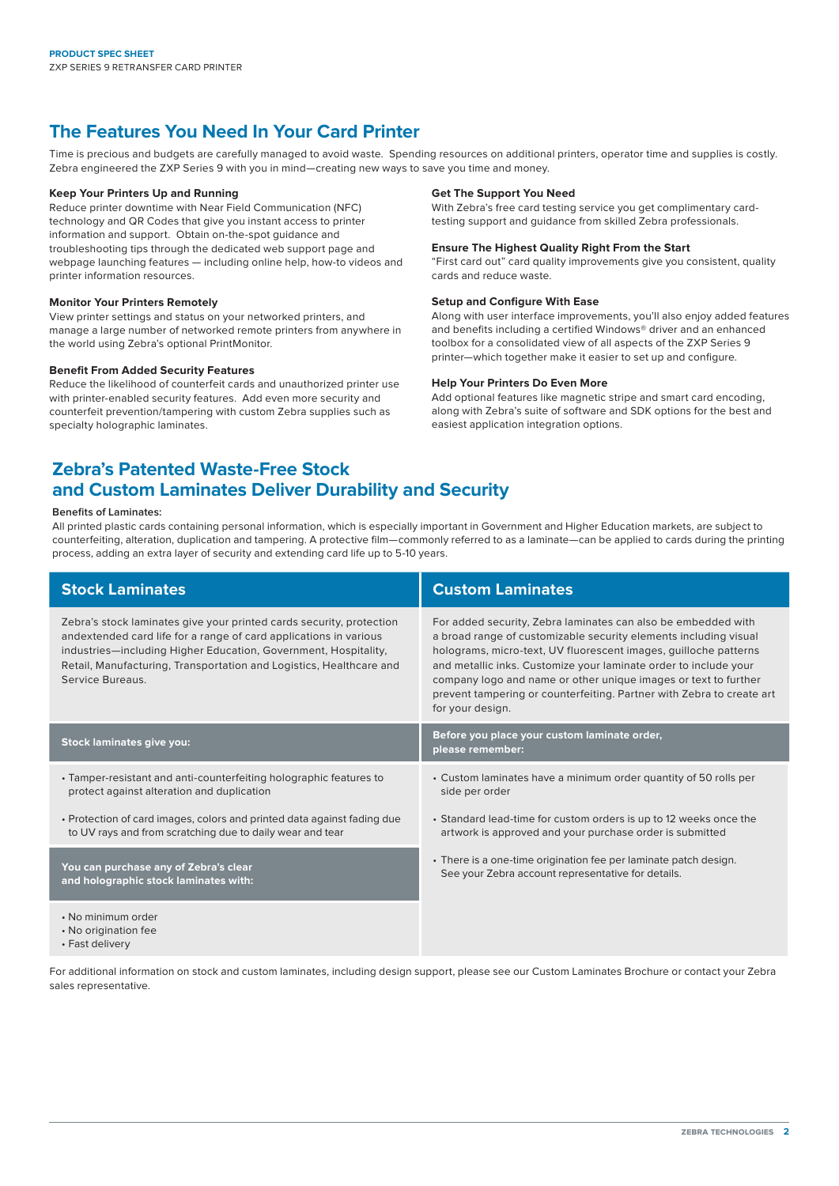## The Features You Need In Your Card Printer

Time is precious and budgets are carefully managed to avoid waste. Spending resources on additional printers, operator time and supplies is costly. Zebra engineered the ZXP Series 9 with you in mind—creating new ways to save you time and money.

**Keep Your Printers Up and Running**
Reduce printer downtime with Near Field Communication (NFC) technology and QR Codes that give you instant access to printer information and support. Obtain on-the-spot guidance and troubleshooting tips through the dedicated web support page and webpage launching features — including online help, how-to videos and printer information resources.

**Monitor Your Printers Remotely**
View printer settings and status on your networked printers, and manage a large number of networked remote printers from anywhere in the world using Zebra's optional PrintMonitor.

**Benefit From Added Security Features**
Reduce the likelihood of counterfeit cards and unauthorized printer use with printer-enabled security features. Add even more security and counterfeit prevention/tampering with custom Zebra supplies such as specialty holographic laminates.

**Get The Support You Need**
With Zebra's free card testing service you get complimentary card-testing support and guidance from skilled Zebra professionals.

**Ensure The Highest Quality Right From the Start**
"First card out" card quality improvements give you consistent, quality cards and reduce waste.

**Setup and Configure With Ease**
Along with user interface improvements, you'll also enjoy added features and benefits including a certified Windows® driver and an enhanced toolbox for a consolidated view of all aspects of the ZXP Series 9 printer—which together make it easier to set up and configure.

**Help Your Printers Do Even More**
Add optional features like magnetic stripe and smart card encoding, along with Zebra's suite of software and SDK options for the best and easiest application integration options.

## Zebra's Patented Waste-Free Stock and Custom Laminates Deliver Durability and Security

**Benefits of Laminates:**
All printed plastic cards containing personal information, which is especially important in Government and Higher Education markets, are subject to counterfeiting, alteration, duplication and tampering. A protective film—commonly referred to as a laminate—can be applied to cards during the printing process, adding an extra layer of security and extending card life up to 5-10 years.

| Stock Laminates | Custom Laminates |
|---|---|
| Zebra's stock laminates give your printed cards security, protection andextended card life for a range of card applications in various industries—including Higher Education, Government, Hospitality, Retail, Manufacturing, Transportation and Logistics, Healthcare and Service Bureaus. | For added security, Zebra laminates can also be embedded with a broad range of customizable security elements including visual holograms, micro-text, UV fluorescent images, guilloche patterns and metallic inks. Customize your laminate order to include your company logo and name or other unique images or text to further prevent tampering or counterfeiting. Partner with Zebra to create art for your design. |
| **Stock laminates give you:** | **Before you place your custom laminate order, please remember:** |
| • Tamper-resistant and anti-counterfeiting holographic features to protect against alteration and duplication<br>• Protection of card images, colors and printed data against fading due to UV rays and from scratching due to daily wear and tear | • Custom laminates have a minimum order quantity of 50 rolls per side per order<br>• Standard lead-time for custom orders is up to 12 weeks once the artwork is approved and your purchase order is submitted<br>• There is a one-time origination fee per laminate patch design. See your Zebra account representative for details. |
| **You can purchase any of Zebra's clear and holographic stock laminates with:** | |
| • No minimum order<br>• No origination fee<br>• Fast delivery | |

For additional information on stock and custom laminates, including design support, please see our Custom Laminates Brochure or contact your Zebra sales representative.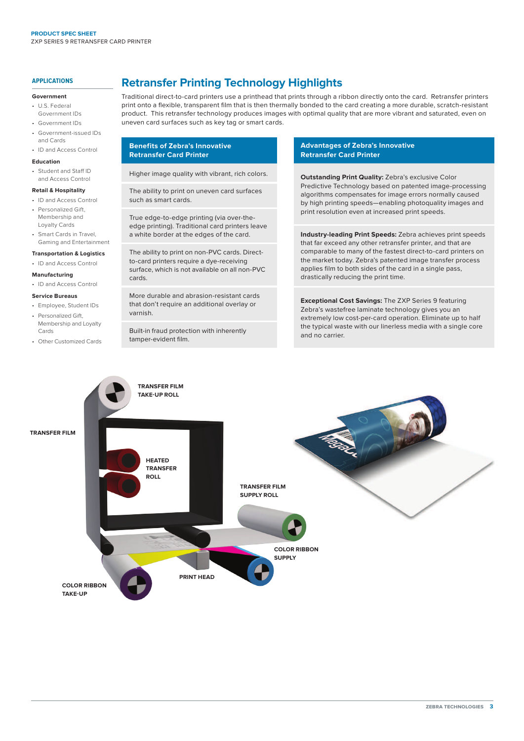## APPLICATIONS

**Government**

- U.S. Federal Government IDs
- Government IDs
- Government-issued IDs and Cards
- ID and Access Control

**Education**

- Student and Staff ID and Access Control

**Retail & Hospitality**

- ID and Access Control
- Personalized Gift, Membership and Loyalty Cards
- Smart Cards in Travel, Gaming and Entertainment

**Transportation & Logistics**

- ID and Access Control

**Manufacturing**

- ID and Access Control

**Service Bureaus**

- Employee, Student IDs
- Personalized Gift, Membership and Loyalty Cards
- Other Customized Cards

# Retransfer Printing Technology Highlights

Traditional direct-to-card printers use a printhead that prints through a ribbon directly onto the card. Retransfer printers print onto a flexible, transparent film that is then thermally bonded to the card creating a more durable, scratch-resistant product. This retransfer technology produces images with optimal quality that are more vibrant and saturated, even on uneven card surfaces such as key tag or smart cards.

### Benefits of Zebra's Innovative Retransfer Card Printer

- Higher image quality with vibrant, rich colors.
- The ability to print on uneven card surfaces such as smart cards.
- True edge-to-edge printing (via over-the-edge printing). Traditional card printers leave a white border at the edges of the card.
- The ability to print on non-PVC cards. Direct-to-card printers require a dye-receiving surface, which is not available on all non-PVC cards.
- More durable and abrasion-resistant cards that don't require an additional overlay or varnish.
- Built-in fraud protection with inherently tamper-evident film.

### Advantages of Zebra's Innovative Retransfer Card Printer

**Outstanding Print Quality:** Zebra's exclusive Color Predictive Technology based on patented image-processing algorithms compensates for image errors normally caused by high printing speeds—enabling photoquality images and print resolution even at increased print speeds.

**Industry-leading Print Speeds:** Zebra achieves print speeds that far exceed any other retransfer printer, and that are comparable to many of the fastest direct-to-card printers on the market today. Zebra's patented image transfer process applies film to both sides of the card in a single pass, drastically reducing the print time.

**Exceptional Cost Savings:** The ZXP Series 9 featuring Zebra's wastefree laminate technology gives you an extremely low cost-per-card operation. Eliminate up to half the typical waste with our linerless media with a single core and no carrier.

TRANSFER FILM TAKE-UP ROLL

TRANSFER FILM

HEATED TRANSFER ROLL

TRANSFER FILM SUPPLY ROLL

COLOR RIBBON SUPPLY

PRINT HEAD

COLOR RIBBON TAKE-UP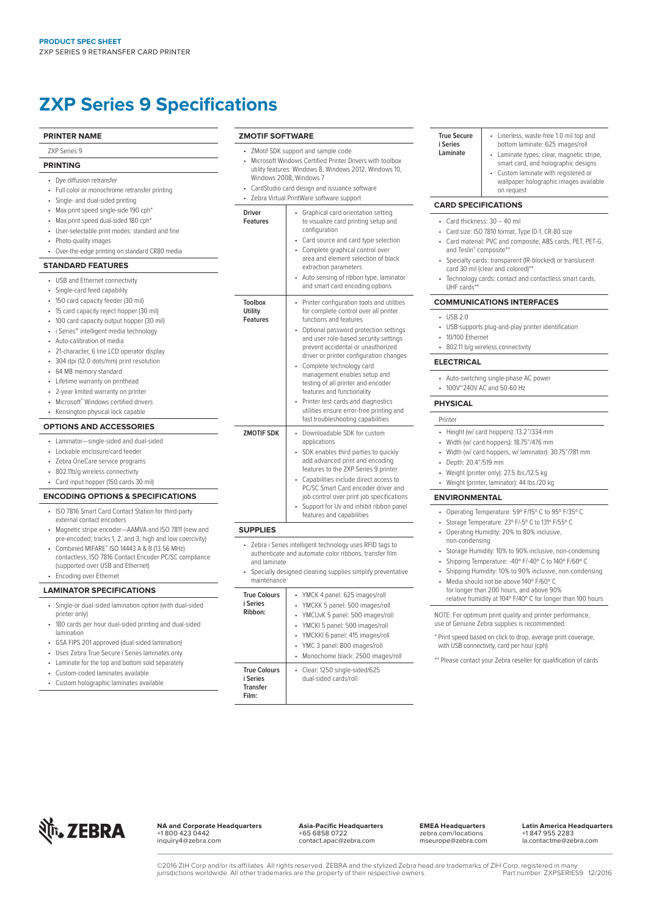**PRODUCT SPEC SHEET**
ZXP SERIES 9 RETRANSFER CARD PRINTER

# ZXP Series 9 Specifications

## PRINTER NAME

ZXP Series 9

## PRINTING

- Dye diffusion retransfer
- Full color or monochrome retransfer printing
- Single- and dual-sided printing
- Max print speed single-side 190 cph*
- Max print speed dual-sided 180 cph*
- User-selectable print modes: standard and fine
- Photo-quality images
- Over-the-edge printing on standard CR80 media

## STANDARD FEATURES

- USB and Ethernet connectivity
- Single-card feed capability
- 150 card capacity feeder (30 mil)
- 15 card capacity reject hopper (30 mil)
- 100 card capacity output hopper (30 mil)
- i Series™ intelligent media technology
- Auto-calibration of media
- 21-character, 6 line LCD operator display
- 304 dpi (12.0 dots/mm) print resolution
- 64 MB memory standard
- Lifetime warranty on printhead
- 2-year limited warranty on printer
- Microsoft® Windows certified drivers
- Kensington physical lock capable

## OPTIONS AND ACCESSORIES

- Laminator—single-sided and dual-sided
- Lockable enclosure/card feeder
- Zebra OneCare service programs
- 802.11b/g wireless connectivity
- Card input hopper (150 cards 30 mil)

## ENCODING OPTIONS & SPECIFICATIONS

- ISO 7816 Smart Card Contact Station for third-party external contact encoders
- Magnetic stripe encoder—AAMVA and ISO 7811 (new and pre-encoded; tracks 1, 2, and 3; high and low coercivity)
- Combined MIFARE® ISO 14443 A & B (13.56 MHz) contactless, ISO 7816 Contact Encoder PC/SC compliance (supported over USB and Ethernet)
- Encoding over Ethernet

## LAMINATOR SPECIFICATIONS

- Single-or dual-sided lamination option (with dual-sided printer only)
- 180 cards per hour dual-sided printing and dual-sided lamination
- GSA FIPS 201 approved (dual-sided lamination)
- Uses Zebra True Secure i Series laminates only
- Laminate for the top and bottom sold separately
- Custom-coded laminates available
- Custom holographic laminates available

## ZMOTIF SOFTWARE

- ZMotif SDK support and sample code
- Microsoft Windows Certified Printer Drivers with toolbox utility features: Windows 8, Windows 2012, Windows 10, Windows 2008, Windows 7
- CardStudio card design and issuance software
- Zebra Virtual PrintWare software support

| | |
|---|---|
| **Driver Features** | • Graphical card orientation setting to visualize card printing setup and configuration<br>• Card source and card type selection<br>• Complete graphical control over area and element selection of black extraction parameters<br>• Auto sensing of ribbon type, laminator and smart card encoding options |
| **Toolbox Utility Features** | • Printer configuration tools and utilities for complete control over all printer functions and features<br>• Optional password protection settings and user role-based security settings prevent accidental or unauthorized driver or printer configuration changes<br>• Complete technology card management enables setup and testing of all printer and encoder features and functionality<br>• Printer test cards and diagnostics utilities ensure error-free printing and fast troubleshooting capabilities |
| **ZMOTIF SDK** | • Downloadable SDK for custom applications<br>• SDK enables third parties to quickly add advanced print and encoding features to the ZXP Series 9 printer<br>• Capabilities include direct access to PC/SC Smart Card encoder driver and job control over print job specifications<br>• Support for Uv and inhibit ribbon panel features and capabilities |

## SUPPLIES

- Zebra i Series intelligent technology uses RFID tags to authenticate and automate color ribbons, transfer film and laminate
- Specially designed cleaning supplies simplify preventative maintenance

| | |
|---|---|
| **True Colours i Series Ribbon:** | • YMCK 4 panel: 625 images/roll<br>• YMCKK 5 panel: 500 images/roll<br>• YMCUvK 5 panel: 500 images/roll<br>• YMCKI 5 panel: 500 images/roll<br>• YMCKKI 6 panel: 415 images/roll<br>• YMC 3 panel: 800 images/roll<br>• Monochome black: 2500 images/roll |
| **True Colours i Series Transfer Film:** | • Clear: 1250 single-sided/625 dual-sided cards/roll |
| **True Secure i Series Laminate** | • Linerless, waste-free 1.0 mil top and bottom laminate: 625 images/roll<br>• Laminate types: clear, magnetic stripe, smart card, and holographic designs<br>• Custom laminate with registered or wallpaper holographic images available on request |

## CARD SPECIFICATIONS

- Card thickness: 30 – 40 mil
- Card size: ISO 7810 format, Type ID-1, CR-80 size
- Card material: PVC and composite, ABS cards, PET, PET-G, and Teslin® composite**
- Specialty cards: transparent (IR-blocked) or translucent card 30 mil (clear and colored)**
- Technology cards: contact and contactless smart cards, UHF cards**

## COMMUNICATIONS INTERFACES

- USB 2.0
- USB supports plug-and-play printer identification
- 10/100 Ethernet
- 802.11 b/g wireless connectivity

## ELECTRICAL

- Auto-switching single-phase AC power
- 100V~240V AC and 50-60 Hz

## PHYSICAL

Printer

- Height (w/ card hoppers): 13.2"/334 mm
- Width (w/ card hoppers): 18.75"/476 mm
- Width (w/ card hoppers, w/ laminator): 30.75"/781 mm
- Depth: 20.4"/519 mm
- Weight (printer only): 27.5 lbs./12.5 kg
- Weight (printer, laminator): 44 lbs./20 kg

## ENVIRONMENTAL

- Operating Temperature: 59° F/15° C to 95° F/35° C
- Storage Temperature: 23° F/-5° C to 131° F/55° C
- Operating Humidity: 20% to 80% inclusive, non-condensing
- Storage Humidity: 10% to 90% inclusive, non-condensing
- Shipping Temperature: -40° F/-40° C to 140° F/60° C
- Shipping Humidity: 10% to 90% inclusive, non-condensing
- Media should not be above 140° F/60° C for longer than 200 hours, and above 90% relative humidity at 104° F/40° C for longer than 100 hours

NOTE: For optimum print quality and printer performance, use of Genuine Zebra supplies is recommended.

\* Print speed based on click to drop, average print coverage, with USB connectivity, card per hour (cph)

\** Please contact your Zebra reseller for qualification of cards

**NA and Corporate Headquarters**
+1 800 423 0442
inquiry4@zebra.com

**Asia-Pacific Headquarters**
+65 6858 0722
contact.apac@zebra.com

**EMEA Headquarters**
zebra.com/locations
mseurope@zebra.com

**Latin America Headquarters**
+1 847 955 2283
la.contactme@zebra.com

©2016 ZIH Corp and/or its affiliates. All rights reserved. ZEBRA and the stylized Zebra head are trademarks of ZIH Corp, registered in many jurisdictions worldwide. All other trademarks are the property of their respective owners. Part number: ZXPSERIES9 12/2016